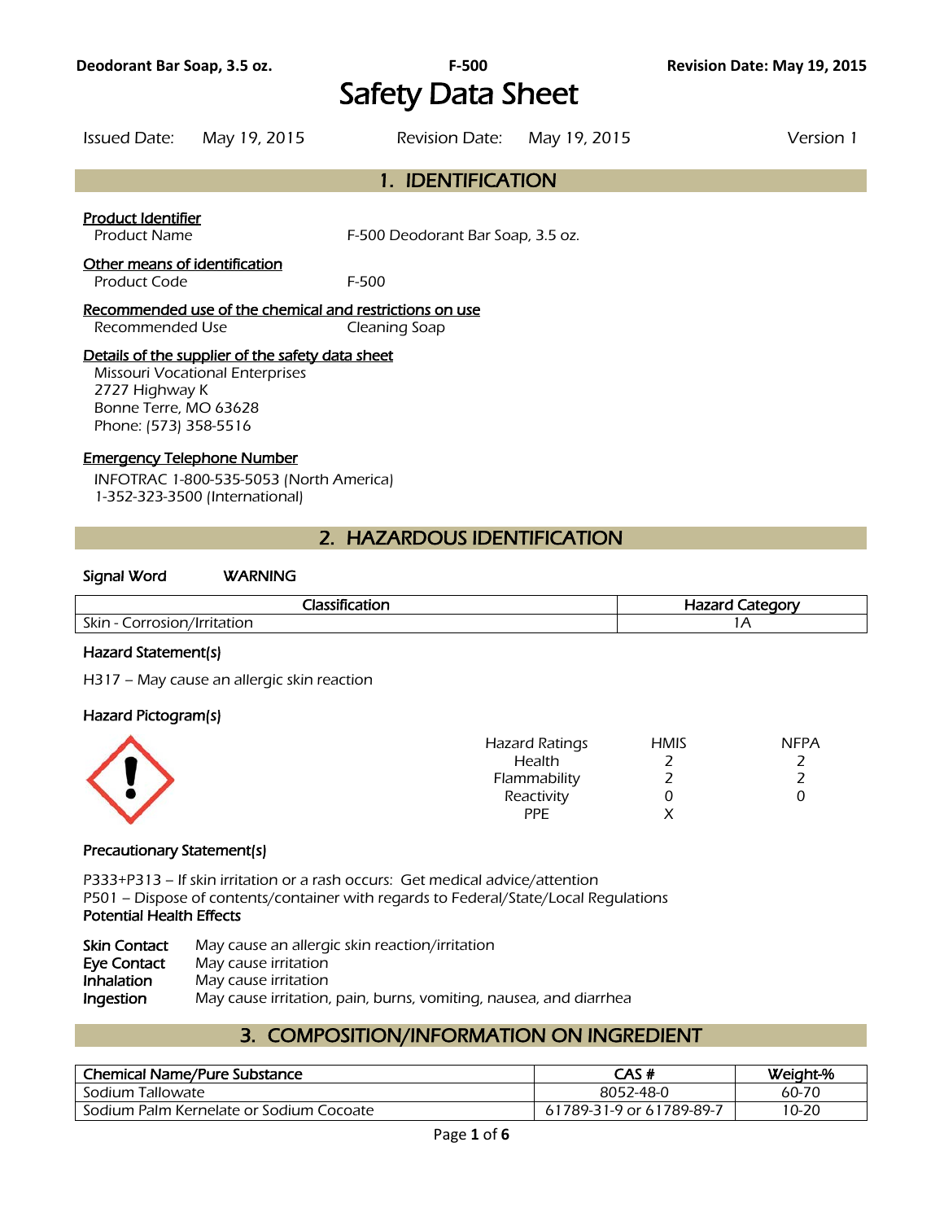# Safety Data Sheet

Issued Date: May 19, 2015 Revision Date: May 19, 2015 Version 1

## 1. IDENTIFICATION

**Product Identifier**

Product Name F-500 Deodorant Bar Soap, 3.5 oz.

**Other means of identification**

Product Code F-500

**Recommended use of the chemical and restrictions on use**

Recommended Use Cleaning Soap

**Details of the supplier of the safety data sheet**

Missouri Vocational Enterprises
2727 Highway K
Bonne Terre, MO 63628
Phone: (573) 358-5516

**Emergency Telephone Number**

INFOTRAC 1-800-535-5053 (North America)
1-352-323-3500 (International)

## 2. HAZARDOUS IDENTIFICATION

**Signal Word** WARNING

| Classification | Hazard Category |
| --- | --- |
| Skin - Corrosion/Irritation | 1A |

**Hazard Statement(s)**

H317 – May cause an allergic skin reaction

**Hazard Pictogram(s)**

| Hazard Ratings | HMIS | NFPA |
| --- | --- | --- |
| Health | 2 | 2 |
| Flammability | 2 | 2 |
| Reactivity | 0 | 0 |
| PPE | X | |

**Precautionary Statement(s)**

P333+P313 – If skin irritation or a rash occurs: Get medical advice/attention
P501 – Dispose of contents/container with regards to Federal/State/Local Regulations

**Potential Health Effects**

**Skin Contact** May cause an allergic skin reaction/irritation
**Eye Contact** May cause irritation
**Inhalation** May cause irritation
**Ingestion** May cause irritation, pain, burns, vomiting, nausea, and diarrhea

## 3. COMPOSITION/INFORMATION ON INGREDIENT

| Chemical Name/Pure Substance | CAS # | Weight-% |
| --- | --- | --- |
| Sodium Tallowate | 8052-48-0 | 60-70 |
| Sodium Palm Kernelate or Sodium Cocoate | 61789-31-9 or 61789-89-7 | 10-20 |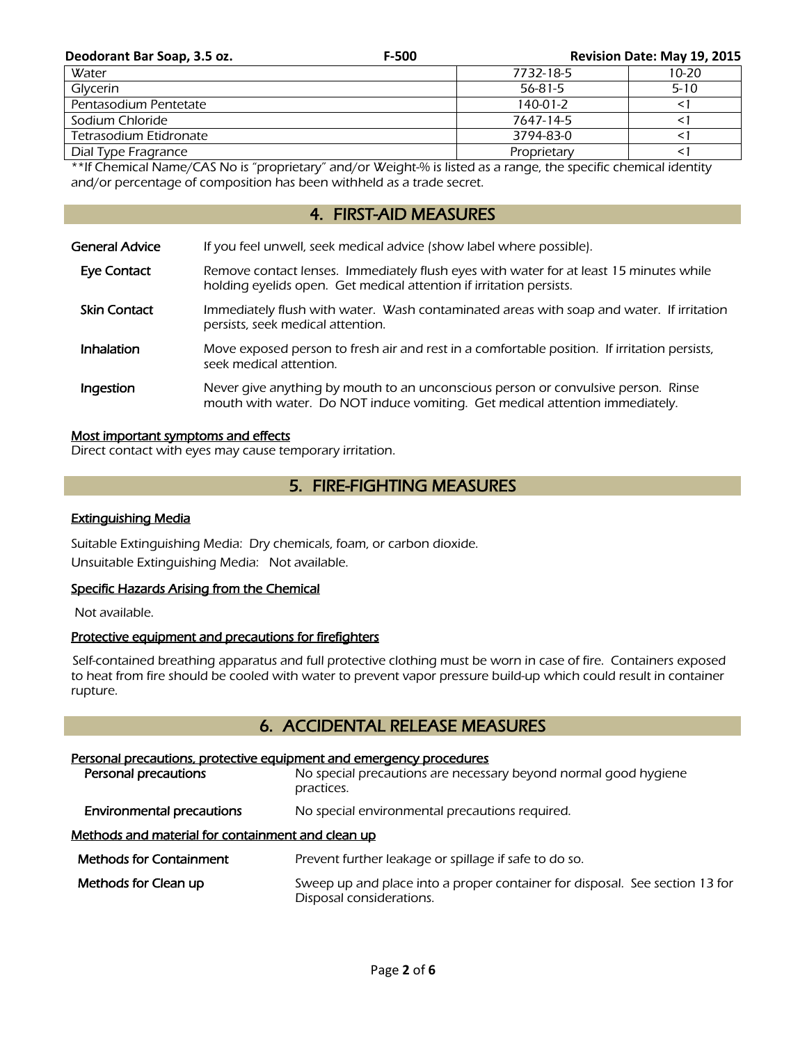| Water | 7732-18-5 | 10-20 |
|---|---|---|
| Glycerin | 56-81-5 | 5-10 |
| Pentasodium Pentetate | 140-01-2 | <1 |
| Sodium Chloride | 7647-14-5 | <1 |
| Tetrasodium Etidronate | 3794-83-0 | <1 |
| Dial Type Fragrance | Proprietary | <1 |

**If Chemical Name/CAS No is "proprietary" and/or Weight-% is listed as a range, the specific chemical identity and/or percentage of composition has been withheld as a trade secret.

## 4. FIRST-AID MEASURES

**General Advice** If you feel unwell, seek medical advice (show label where possible).

**Eye Contact** Remove contact lenses. Immediately flush eyes with water for at least 15 minutes while holding eyelids open. Get medical attention if irritation persists.

**Skin Contact** Immediately flush with water. Wash contaminated areas with soap and water. If irritation persists, seek medical attention.

**Inhalation** Move exposed person to fresh air and rest in a comfortable position. If irritation persists, seek medical attention.

**Ingestion** Never give anything by mouth to an unconscious person or convulsive person. Rinse mouth with water. Do NOT induce vomiting. Get medical attention immediately.

### Most important symptoms and effects

Direct contact with eyes may cause temporary irritation.

## 5. FIRE-FIGHTING MEASURES

### Extinguishing Media

Suitable Extinguishing Media: Dry chemicals, foam, or carbon dioxide.

Unsuitable Extinguishing Media: Not available.

### Specific Hazards Arising from the Chemical

Not available.

### Protective equipment and precautions for firefighters

Self-contained breathing apparatus and full protective clothing must be worn in case of fire. Containers exposed to heat from fire should be cooled with water to prevent vapor pressure build-up which could result in container rupture.

## 6. ACCIDENTAL RELEASE MEASURES

### Personal precautions, protective equipment and emergency procedures

**Personal precautions** No special precautions are necessary beyond normal good hygiene practices.

**Environmental precautions** No special environmental precautions required.

### Methods and material for containment and clean up

**Methods for Containment** Prevent further leakage or spillage if safe to do so.

**Methods for Clean up** Sweep up and place into a proper container for disposal. See section 13 for Disposal considerations.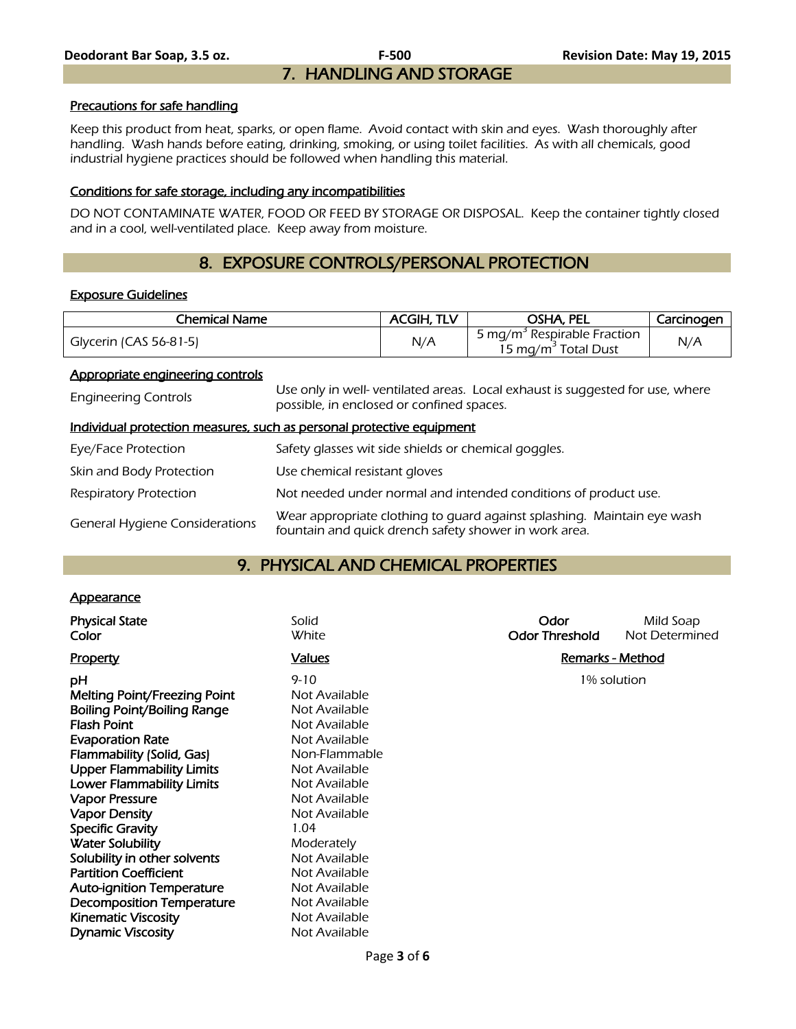## 7. HANDLING AND STORAGE

### Precautions for safe handling

Keep this product from heat, sparks, or open flame. Avoid contact with skin and eyes. Wash thoroughly after handling. Wash hands before eating, drinking, smoking, or using toilet facilities. As with all chemicals, good industrial hygiene practices should be followed when handling this material.

### Conditions for safe storage, including any incompatibilities

DO NOT CONTAMINATE WATER, FOOD OR FEED BY STORAGE OR DISPOSAL. Keep the container tightly closed and in a cool, well-ventilated place. Keep away from moisture.

## 8. EXPOSURE CONTROLS/PERSONAL PROTECTION

### Exposure Guidelines

| Chemical Name | ACGIH, TLV | OSHA, PEL | Carcinogen |
|---|---|---|---|
| Glycerin (CAS 56-81-5) | N/A | 5 mg/m$^3$ Respirable Fraction<br>15 mg/m$^3$ Total Dust | N/A |

### Appropriate engineering controls

| | |
|---|---|
| Engineering Controls | Use only in well- ventilated areas. Local exhaust is suggested for use, where possible, in enclosed or confined spaces. |

### Individual protection measures, such as personal protective equipment

| | |
|---|---|
| Eye/Face Protection | Safety glasses wit side shields or chemical goggles. |
| Skin and Body Protection | Use chemical resistant gloves |
| Respiratory Protection | Not needed under normal and intended conditions of product use. |
| General Hygiene Considerations | Wear appropriate clothing to guard against splashing. Maintain eye wash fountain and quick drench safety shower in work area. |

## 9. PHYSICAL AND CHEMICAL PROPERTIES

### Appearance

| | | | |
|---|---|---|---|
| **Physical State** | Solid | **Odor** | Mild Soap |
| **Color** | White | **Odor Threshold** | Not Determined |

| Property | Values | Remarks - Method |
|---|---|---|
| **pH** | 9-10 | 1% solution |
| **Melting Point/Freezing Point** | Not Available | |
| **Boiling Point/Boiling Range** | Not Available | |
| **Flash Point** | Not Available | |
| **Evaporation Rate** | Not Available | |
| **Flammability (Solid, Gas)** | Non-Flammable | |
| **Upper Flammability Limits** | Not Available | |
| **Lower Flammability Limits** | Not Available | |
| **Vapor Pressure** | Not Available | |
| **Vapor Density** | Not Available | |
| **Specific Gravity** | 1.04 | |
| **Water Solubility** | Moderately | |
| **Solubility in other solvents** | Not Available | |
| **Partition Coefficient** | Not Available | |
| **Auto-ignition Temperature** | Not Available | |
| **Decomposition Temperature** | Not Available | |
| **Kinematic Viscosity** | Not Available | |
| **Dynamic Viscosity** | Not Available | |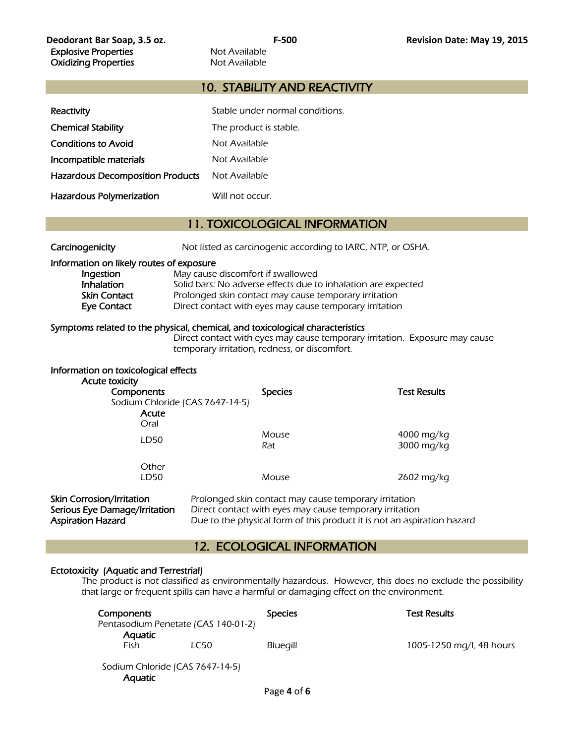| | |
|---|---|
| **Explosive Properties** | Not Available |
| **Oxidizing Properties** | Not Available |

## 10. STABILITY AND REACTIVITY

| | |
|---|---|
| **Reactivity** | Stable under normal conditions. |
| **Chemical Stability** | The product is stable. |
| **Conditions to Avoid** | Not Available |
| **Incompatible materials** | Not Available |
| **Hazardous Decomposition Products** | Not Available |
| **Hazardous Polymerization** | Will not occur. |

## 11. TOXICOLOGICAL INFORMATION

**Carcinogenicity** Not listed as carcinogenic according to IARC, NTP, or OSHA.

**Information on likely routes of exposure**

| | |
|---|---|
| **Ingestion** | May cause discomfort if swallowed |
| **Inhalation** | Solid bars: No adverse effects due to inhalation are expected |
| **Skin Contact** | Prolonged skin contact may cause temporary irritation |
| **Eye Contact** | Direct contact with eyes may cause temporary irritation |

**Symptoms related to the physical, chemical, and toxicological characteristics**

Direct contact with eyes may cause temporary irritation. Exposure may cause temporary irritation, redness, or discomfort.

**Information on toxicological effects**

**Acute toxicity**

| Components | Species | Test Results |
|---|---|---|
| Sodium Chloride (CAS 7647-14-5) | | |
| **Acute** | | |
| Oral | | |
| LD50 | Mouse | 4000 mg/kg |
| | Rat | 3000 mg/kg |
| Other | | |
| LD50 | Mouse | 2602 mg/kg |

| | |
|---|---|
| **Skin Corrosion/Irritation** | Prolonged skin contact may cause temporary irritation |
| **Serious Eye Damage/Irritation** | Direct contact with eyes may cause temporary irritation |
| **Aspiration Hazard** | Due to the physical form of this product it is not an aspiration hazard |

## 12. ECOLOGICAL INFORMATION

**Ectotoxicity (Aquatic and Terrestrial)**

The product is not classified as environmentally hazardous. However, this does no exclude the possibility that large or frequent spills can have a harmful or damaging effect on the environment.

| Components | | Species | Test Results |
|---|---|---|---|
| Pentasodium Penetate (CAS 140-01-2) | | | |
| **Aquatic** | | | |
| Fish | LC50 | Bluegill | 1005-1250 mg/l, 48 hours |
| Sodium Chloride (CAS 7647-14-5) | | | |
| **Aquatic** | | | |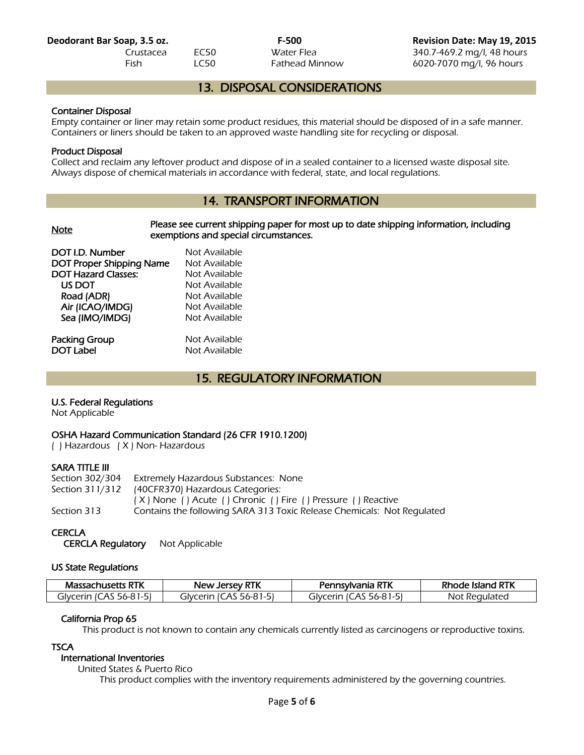| | | | |
|---|---|---|---|
| Crustacea | EC50 | Water Flea | 340.7-469.2 mg/l, 48 hours |
| Fish | LC50 | Fathead Minnow | 6020-7070 mg/l, 96 hours |

## 13. DISPOSAL CONSIDERATIONS

### Container Disposal

Empty container or liner may retain some product residues, this material should be disposed of in a safe manner. Containers or liners should be taken to an approved waste handling site for recycling or disposal.

### Product Disposal

Collect and reclaim any leftover product and dispose of in a sealed container to a licensed waste disposal site. Always dispose of chemical materials in accordance with federal, state, and local regulations.

## 14. TRANSPORT INFORMATION

**Note** Please see current shipping paper for most up to date shipping information, including exemptions and special circumstances.

| | |
|---|---|
| DOT I.D. Number | Not Available |
| DOT Proper Shipping Name | Not Available |
| DOT Hazard Classes: | Not Available |
| US DOT | Not Available |
| Road (ADR) | Not Available |
| Air (ICAO/IMDG) | Not Available |
| Sea (IMO/IMDG) | Not Available |
| Packing Group | Not Available |
| DOT Label | Not Available |

## 15. REGULATORY INFORMATION

### U.S. Federal Regulations

Not Applicable

### OSHA Hazard Communication Standard (26 CFR 1910.1200)

( ) Hazardous ( X ) Non- Hazardous

### SARA TITLE III

Section 302/304 Extremely Hazardous Substances: None

Section 311/312 (40CFR370) Hazardous Categories:
( X ) None ( ) Acute ( ) Chronic ( ) Fire ( ) Pressure ( ) Reactive

Section 313 Contains the following SARA 313 Toxic Release Chemicals: Not Regulated

### CERCLA

CERCLA Regulatory Not Applicable

### US State Regulations

| Massachusetts RTK | New Jersey RTK | Pennsylvania RTK | Rhode Island RTK |
|---|---|---|---|
| Glycerin (CAS 56-81-5) | Glycerin (CAS 56-81-5) | Glycerin (CAS 56-81-5) | Not Regulated |

#### California Prop 65

This product is not known to contain any chemicals currently listed as carcinogens or reproductive toxins.

### TSCA

#### International Inventories

United States & Puerto Rico

This product complies with the inventory requirements administered by the governing countries.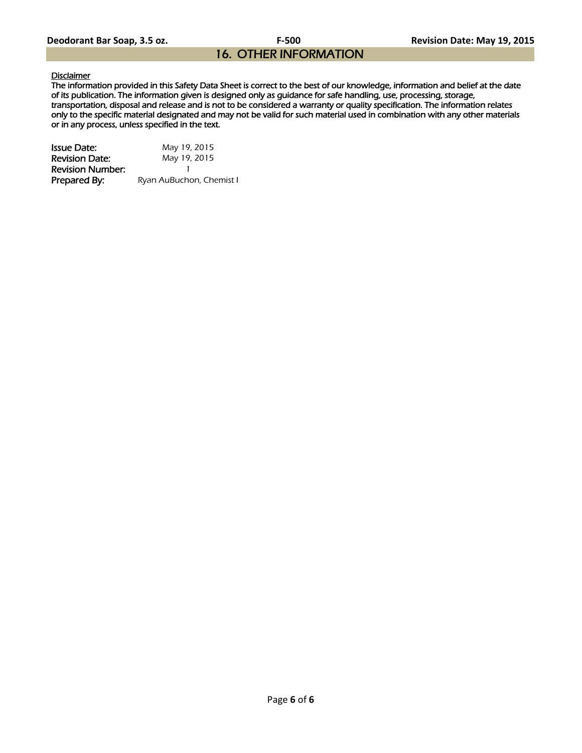## 16. OTHER INFORMATION

Disclaimer

The information provided in this Safety Data Sheet is correct to the best of our knowledge, information and belief at the date of its publication. The information given is designed only as guidance for safe handling, use, processing, storage, transportation, disposal and release and is not to be considered a warranty or quality specification. The information relates only to the specific material designated and may not be valid for such material used in combination with any other materials or in any process, unless specified in the text.

**Issue Date:** May 19, 2015
**Revision Date:** May 19, 2015
**Revision Number:** 1
**Prepared By:** Ryan AuBuchon, Chemist I